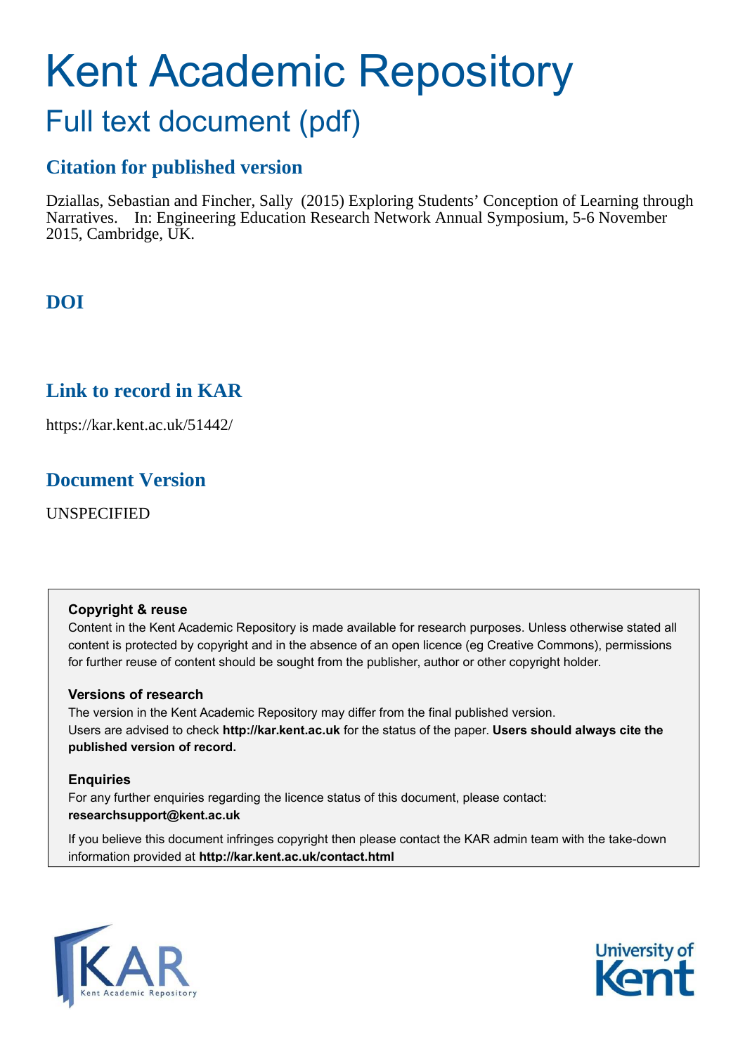# Kent Academic Repository

## Full text document (pdf)

### Citation for published version

Dziallas, Sebastian and Fincher, Sally (2015) Exploring Students' Conception of Learning through Narratives. In: Engineering Education Research Network Annual Symposium, 5-6 November 2015, Cambridge, UK.

### DOI

### Link to record in KAR

https://kar.kent.ac.uk/51442/

### Document Version

UNSPECIFIED

**Copyright & reuse**
Content in the Kent Academic Repository is made available for research purposes. Unless otherwise stated all content is protected by copyright and in the absence of an open licence (eg Creative Commons), permissions for further reuse of content should be sought from the publisher, author or other copyright holder.

**Versions of research**
The version in the Kent Academic Repository may differ from the final published version. Users are advised to check **http://kar.kent.ac.uk** for the status of the paper. **Users should always cite the published version of record.**

**Enquiries**
For any further enquiries regarding the licence status of this document, please contact: **researchsupport@kent.ac.uk**

If you believe this document infringes copyright then please contact the KAR admin team with the take-down information provided at **http://kar.kent.ac.uk/contact.html**

KAR Kent Academic Repository

University of Kent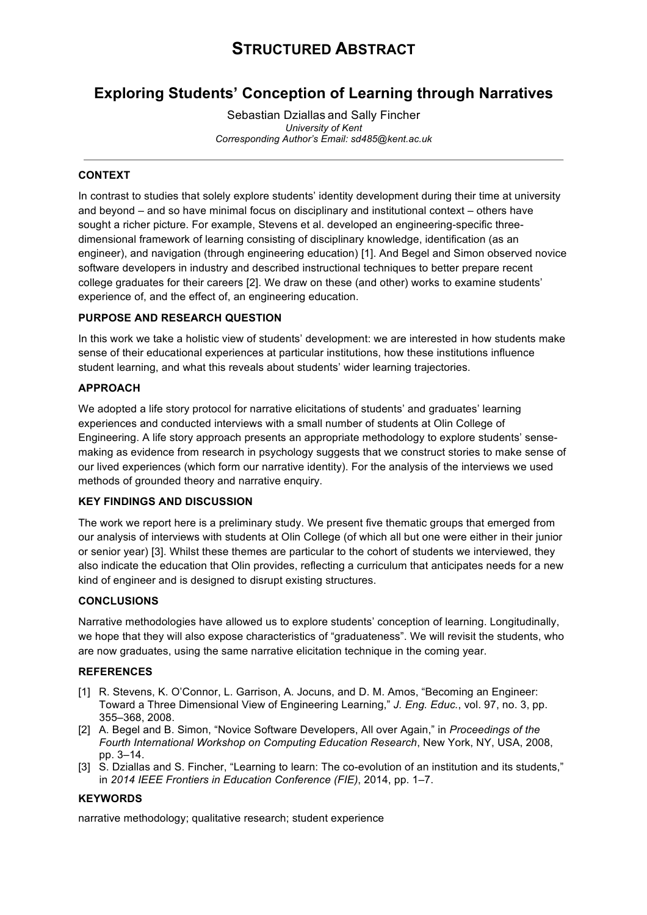# STRUCTURED ABSTRACT

## Exploring Students' Conception of Learning through Narratives

Sebastian Dziallas and Sally Fincher
*University of Kent*
*Corresponding Author's Email: sd485@kent.ac.uk*

---

### CONTEXT

In contrast to studies that solely explore students' identity development during their time at university and beyond – and so have minimal focus on disciplinary and institutional context – others have sought a richer picture. For example, Stevens et al. developed an engineering-specific three-dimensional framework of learning consisting of disciplinary knowledge, identification (as an engineer), and navigation (through engineering education) [1]. And Begel and Simon observed novice software developers in industry and described instructional techniques to better prepare recent college graduates for their careers [2]. We draw on these (and other) works to examine students' experience of, and the effect of, an engineering education.

### PURPOSE AND RESEARCH QUESTION

In this work we take a holistic view of students' development: we are interested in how students make sense of their educational experiences at particular institutions, how these institutions influence student learning, and what this reveals about students' wider learning trajectories.

### APPROACH

We adopted a life story protocol for narrative elicitations of students' and graduates' learning experiences and conducted interviews with a small number of students at Olin College of Engineering. A life story approach presents an appropriate methodology to explore students' sense-making as evidence from research in psychology suggests that we construct stories to make sense of our lived experiences (which form our narrative identity). For the analysis of the interviews we used methods of grounded theory and narrative enquiry.

### KEY FINDINGS AND DISCUSSION

The work we report here is a preliminary study. We present five thematic groups that emerged from our analysis of interviews with students at Olin College (of which all but one were either in their junior or senior year) [3]. Whilst these themes are particular to the cohort of students we interviewed, they also indicate the education that Olin provides, reflecting a curriculum that anticipates needs for a new kind of engineer and is designed to disrupt existing structures.

### CONCLUSIONS

Narrative methodologies have allowed us to explore students' conception of learning. Longitudinally, we hope that they will also expose characteristics of "graduateness". We will revisit the students, who are now graduates, using the same narrative elicitation technique in the coming year.

### REFERENCES

[1] R. Stevens, K. O'Connor, L. Garrison, A. Jocuns, and D. M. Amos, "Becoming an Engineer: Toward a Three Dimensional View of Engineering Learning," *J. Eng. Educ.*, vol. 97, no. 3, pp. 355–368, 2008.

[2] A. Begel and B. Simon, "Novice Software Developers, All over Again," in *Proceedings of the Fourth International Workshop on Computing Education Research*, New York, NY, USA, 2008, pp. 3–14.

[3] S. Dziallas and S. Fincher, "Learning to learn: The co-evolution of an institution and its students," in *2014 IEEE Frontiers in Education Conference (FIE)*, 2014, pp. 1–7.

### KEYWORDS

narrative methodology; qualitative research; student experience